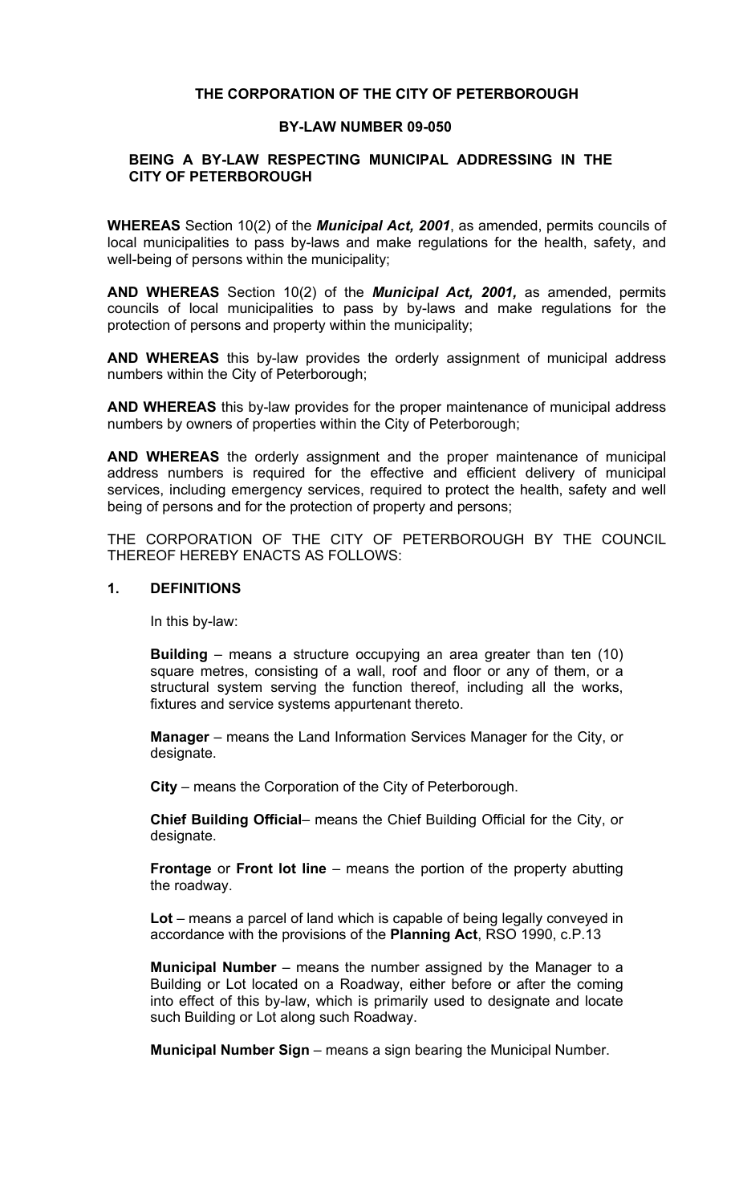**THE CORPORATION OF THE CITY OF PETERBOROUGH**

**BY-LAW NUMBER 09-050**

**BEING A BY-LAW RESPECTING MUNICIPAL ADDRESSING IN THE CITY OF PETERBOROUGH**

**WHEREAS** Section 10(2) of the ***Municipal Act, 2001***, as amended, permits councils of local municipalities to pass by-laws and make regulations for the health, safety, and well-being of persons within the municipality;

**AND WHEREAS** Section 10(2) of the ***Municipal Act, 2001,*** as amended, permits councils of local municipalities to pass by by-laws and make regulations for the protection of persons and property within the municipality;

**AND WHEREAS** this by-law provides the orderly assignment of municipal address numbers within the City of Peterborough;

**AND WHEREAS** this by-law provides for the proper maintenance of municipal address numbers by owners of properties within the City of Peterborough;

**AND WHEREAS** the orderly assignment and the proper maintenance of municipal address numbers is required for the effective and efficient delivery of municipal services, including emergency services, required to protect the health, safety and well being of persons and for the protection of property and persons;

THE CORPORATION OF THE CITY OF PETERBOROUGH BY THE COUNCIL THEREOF HEREBY ENACTS AS FOLLOWS:

## 1. DEFINITIONS

In this by-law:

**Building** – means a structure occupying an area greater than ten (10) square metres, consisting of a wall, roof and floor or any of them, or a structural system serving the function thereof, including all the works, fixtures and service systems appurtenant thereto.

**Manager** – means the Land Information Services Manager for the City, or designate.

**City** – means the Corporation of the City of Peterborough.

**Chief Building Official**– means the Chief Building Official for the City, or designate.

**Frontage** or **Front lot line** – means the portion of the property abutting the roadway.

**Lot** – means a parcel of land which is capable of being legally conveyed in accordance with the provisions of the **Planning Act**, RSO 1990, c.P.13

**Municipal Number** – means the number assigned by the Manager to a Building or Lot located on a Roadway, either before or after the coming into effect of this by-law, which is primarily used to designate and locate such Building or Lot along such Roadway.

**Municipal Number Sign** – means a sign bearing the Municipal Number.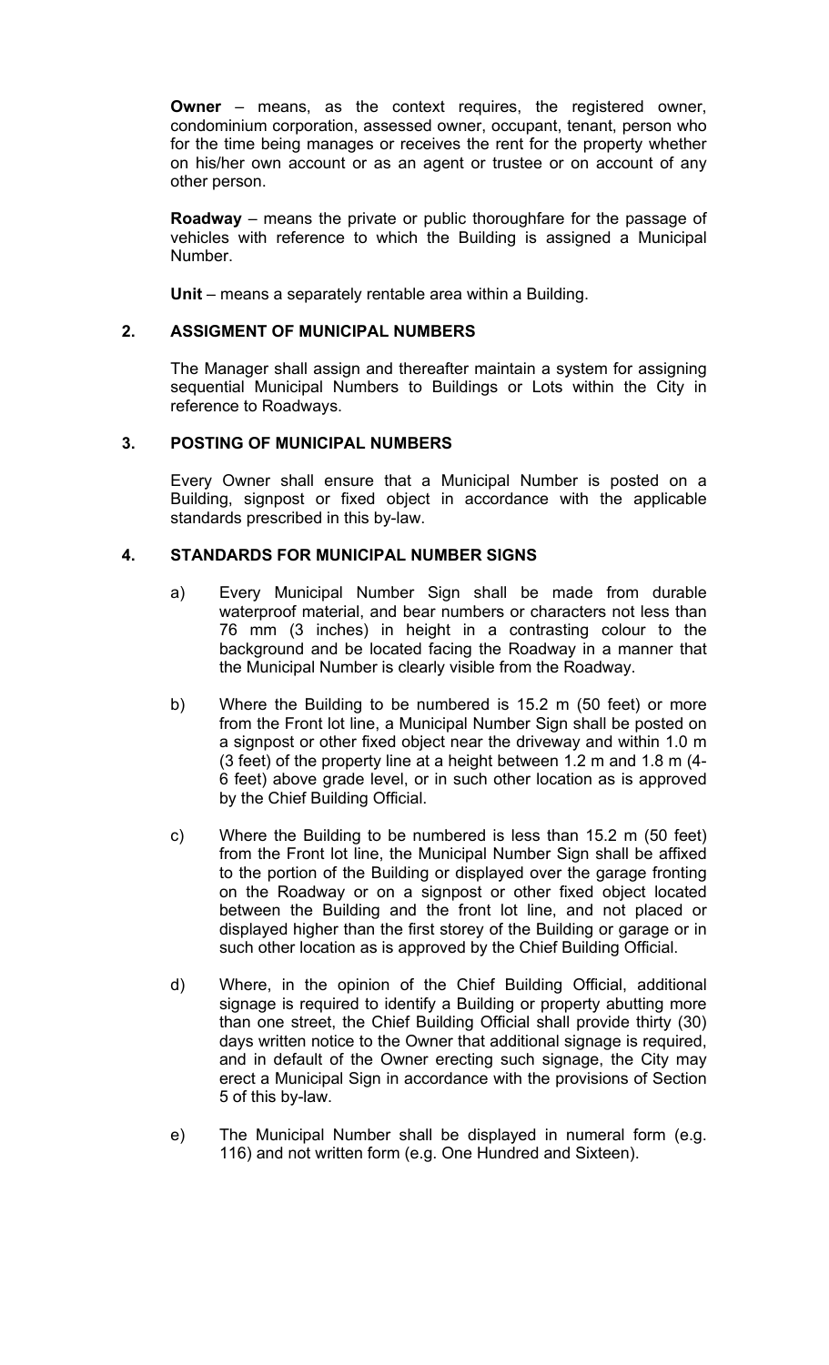**Owner** – means, as the context requires, the registered owner, condominium corporation, assessed owner, occupant, tenant, person who for the time being manages or receives the rent for the property whether on his/her own account or as an agent or trustee or on account of any other person.

**Roadway** – means the private or public thoroughfare for the passage of vehicles with reference to which the Building is assigned a Municipal Number.

**Unit** – means a separately rentable area within a Building.

## 2. ASSIGMENT OF MUNICIPAL NUMBERS

The Manager shall assign and thereafter maintain a system for assigning sequential Municipal Numbers to Buildings or Lots within the City in reference to Roadways.

## 3. POSTING OF MUNICIPAL NUMBERS

Every Owner shall ensure that a Municipal Number is posted on a Building, signpost or fixed object in accordance with the applicable standards prescribed in this by-law.

## 4. STANDARDS FOR MUNICIPAL NUMBER SIGNS

a) Every Municipal Number Sign shall be made from durable waterproof material, and bear numbers or characters not less than 76 mm (3 inches) in height in a contrasting colour to the background and be located facing the Roadway in a manner that the Municipal Number is clearly visible from the Roadway.

b) Where the Building to be numbered is 15.2 m (50 feet) or more from the Front lot line, a Municipal Number Sign shall be posted on a signpost or other fixed object near the driveway and within 1.0 m (3 feet) of the property line at a height between 1.2 m and 1.8 m (4-6 feet) above grade level, or in such other location as is approved by the Chief Building Official.

c) Where the Building to be numbered is less than 15.2 m (50 feet) from the Front lot line, the Municipal Number Sign shall be affixed to the portion of the Building or displayed over the garage fronting on the Roadway or on a signpost or other fixed object located between the Building and the front lot line, and not placed or displayed higher than the first storey of the Building or garage or in such other location as is approved by the Chief Building Official.

d) Where, in the opinion of the Chief Building Official, additional signage is required to identify a Building or property abutting more than one street, the Chief Building Official shall provide thirty (30) days written notice to the Owner that additional signage is required, and in default of the Owner erecting such signage, the City may erect a Municipal Sign in accordance with the provisions of Section 5 of this by-law.

e) The Municipal Number shall be displayed in numeral form (e.g. 116) and not written form (e.g. One Hundred and Sixteen).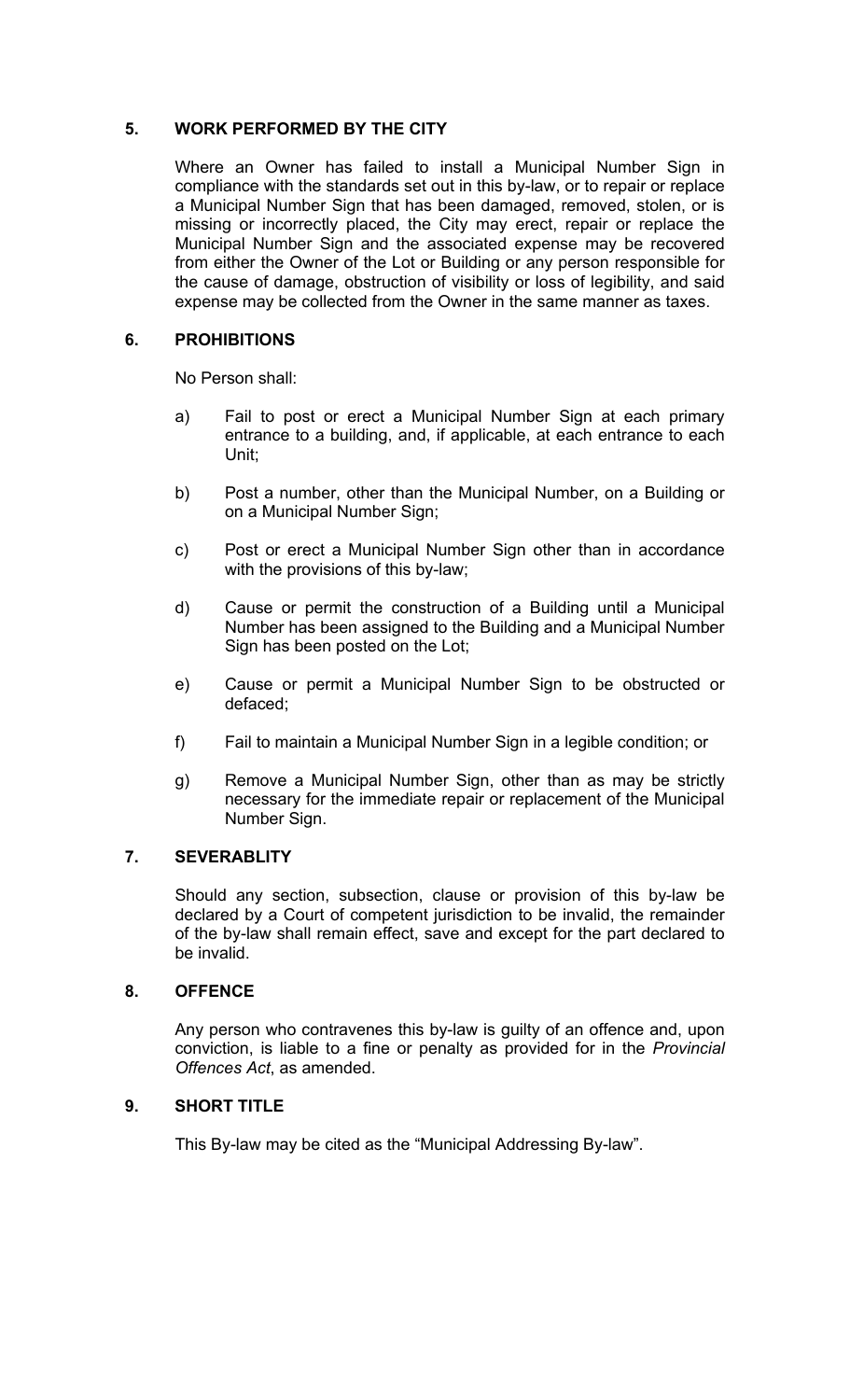## 5. WORK PERFORMED BY THE CITY

Where an Owner has failed to install a Municipal Number Sign in compliance with the standards set out in this by-law, or to repair or replace a Municipal Number Sign that has been damaged, removed, stolen, or is missing or incorrectly placed, the City may erect, repair or replace the Municipal Number Sign and the associated expense may be recovered from either the Owner of the Lot or Building or any person responsible for the cause of damage, obstruction of visibility or loss of legibility, and said expense may be collected from the Owner in the same manner as taxes.

## 6. PROHIBITIONS

No Person shall:

a) Fail to post or erect a Municipal Number Sign at each primary entrance to a building, and, if applicable, at each entrance to each Unit;

b) Post a number, other than the Municipal Number, on a Building or on a Municipal Number Sign;

c) Post or erect a Municipal Number Sign other than in accordance with the provisions of this by-law;

d) Cause or permit the construction of a Building until a Municipal Number has been assigned to the Building and a Municipal Number Sign has been posted on the Lot;

e) Cause or permit a Municipal Number Sign to be obstructed or defaced;

f) Fail to maintain a Municipal Number Sign in a legible condition; or

g) Remove a Municipal Number Sign, other than as may be strictly necessary for the immediate repair or replacement of the Municipal Number Sign.

## 7. SEVERABLITY

Should any section, subsection, clause or provision of this by-law be declared by a Court of competent jurisdiction to be invalid, the remainder of the by-law shall remain effect, save and except for the part declared to be invalid.

## 8. OFFENCE

Any person who contravenes this by-law is guilty of an offence and, upon conviction, is liable to a fine or penalty as provided for in the *Provincial Offences Act*, as amended.

## 9. SHORT TITLE

This By-law may be cited as the "Municipal Addressing By-law".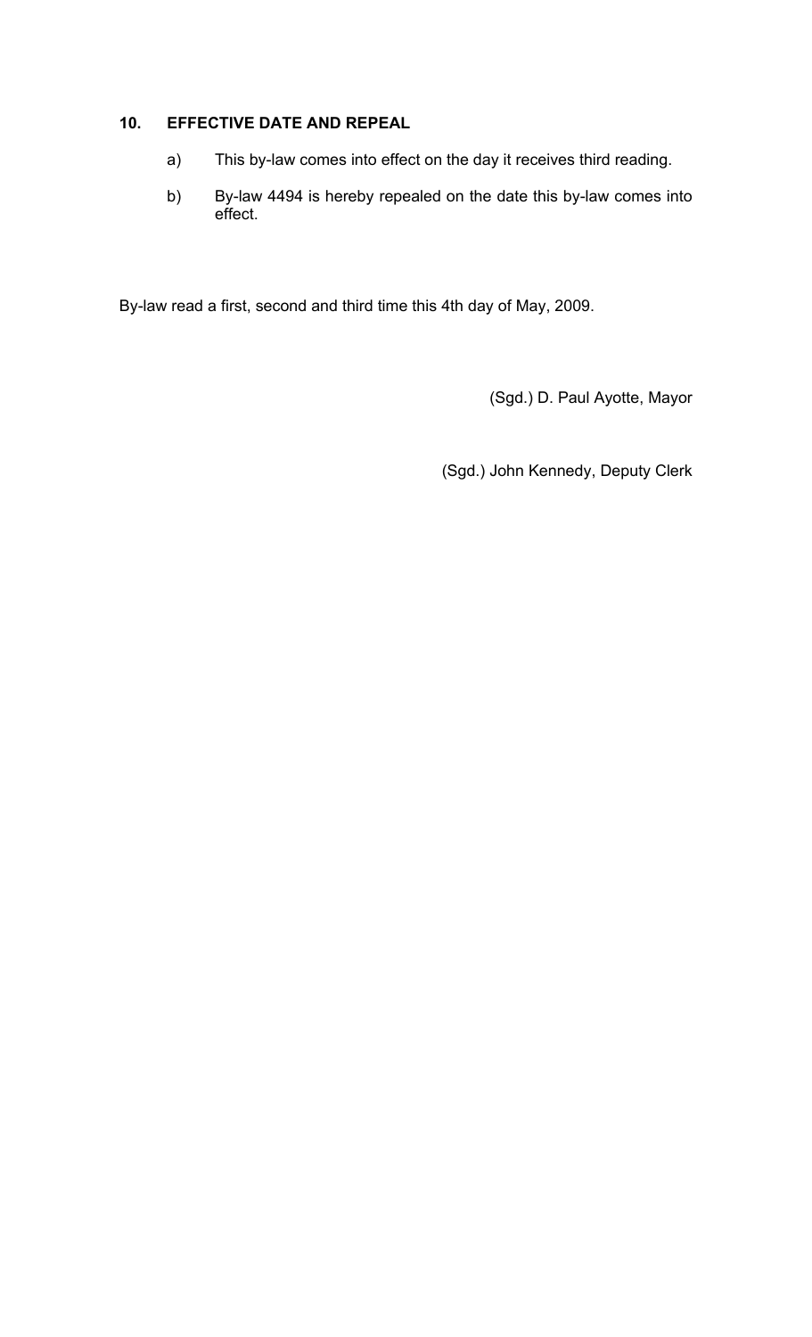## 10. EFFECTIVE DATE AND REPEAL

a) This by-law comes into effect on the day it receives third reading.

b) By-law 4494 is hereby repealed on the date this by-law comes into effect.

By-law read a first, second and third time this 4th day of May, 2009.

(Sgd.) D. Paul Ayotte, Mayor

(Sgd.) John Kennedy, Deputy Clerk